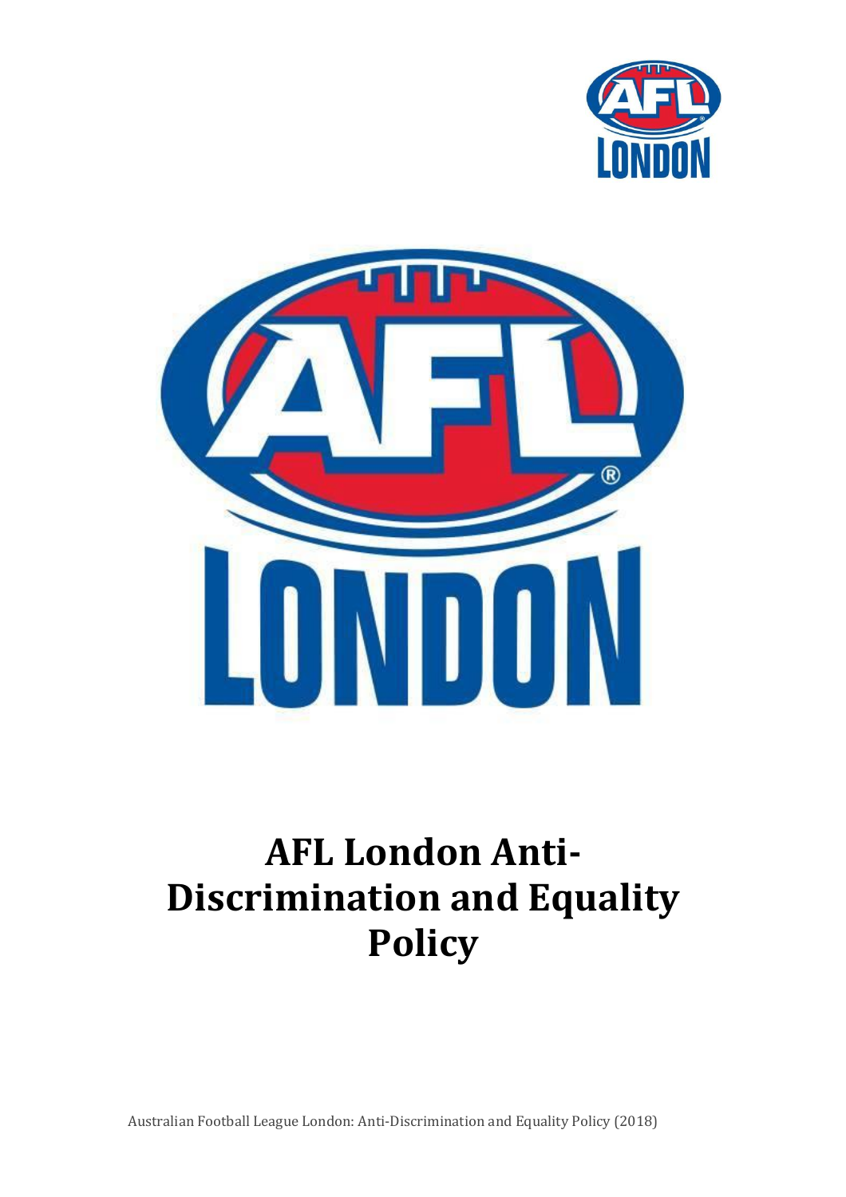# AFL London Anti-Discrimination and Equality Policy

Australian Football League London: Anti-Discrimination and Equality Policy (2018)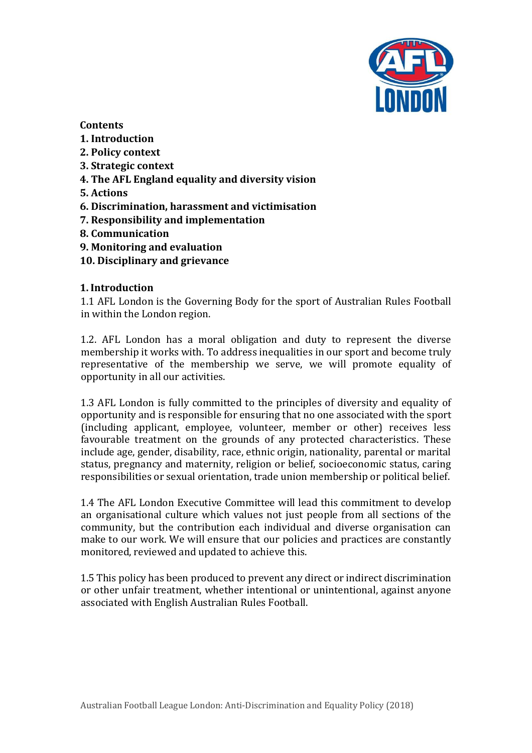**Contents**

**1. Introduction**
**2. Policy context**
**3. Strategic context**
**4. The AFL England equality and diversity vision**
**5. Actions**
**6. Discrimination, harassment and victimisation**
**7. Responsibility and implementation**
**8. Communication**
**9. Monitoring and evaluation**
**10. Disciplinary and grievance**

## 1. Introduction

1.1 AFL London is the Governing Body for the sport of Australian Rules Football in within the London region.

1.2. AFL London has a moral obligation and duty to represent the diverse membership it works with. To address inequalities in our sport and become truly representative of the membership we serve, we will promote equality of opportunity in all our activities.

1.3 AFL London is fully committed to the principles of diversity and equality of opportunity and is responsible for ensuring that no one associated with the sport (including applicant, employee, volunteer, member or other) receives less favourable treatment on the grounds of any protected characteristics. These include age, gender, disability, race, ethnic origin, nationality, parental or marital status, pregnancy and maternity, religion or belief, socioeconomic status, caring responsibilities or sexual orientation, trade union membership or political belief.

1.4 The AFL London Executive Committee will lead this commitment to develop an organisational culture which values not just people from all sections of the community, but the contribution each individual and diverse organisation can make to our work. We will ensure that our policies and practices are constantly monitored, reviewed and updated to achieve this.

1.5 This policy has been produced to prevent any direct or indirect discrimination or other unfair treatment, whether intentional or unintentional, against anyone associated with English Australian Rules Football.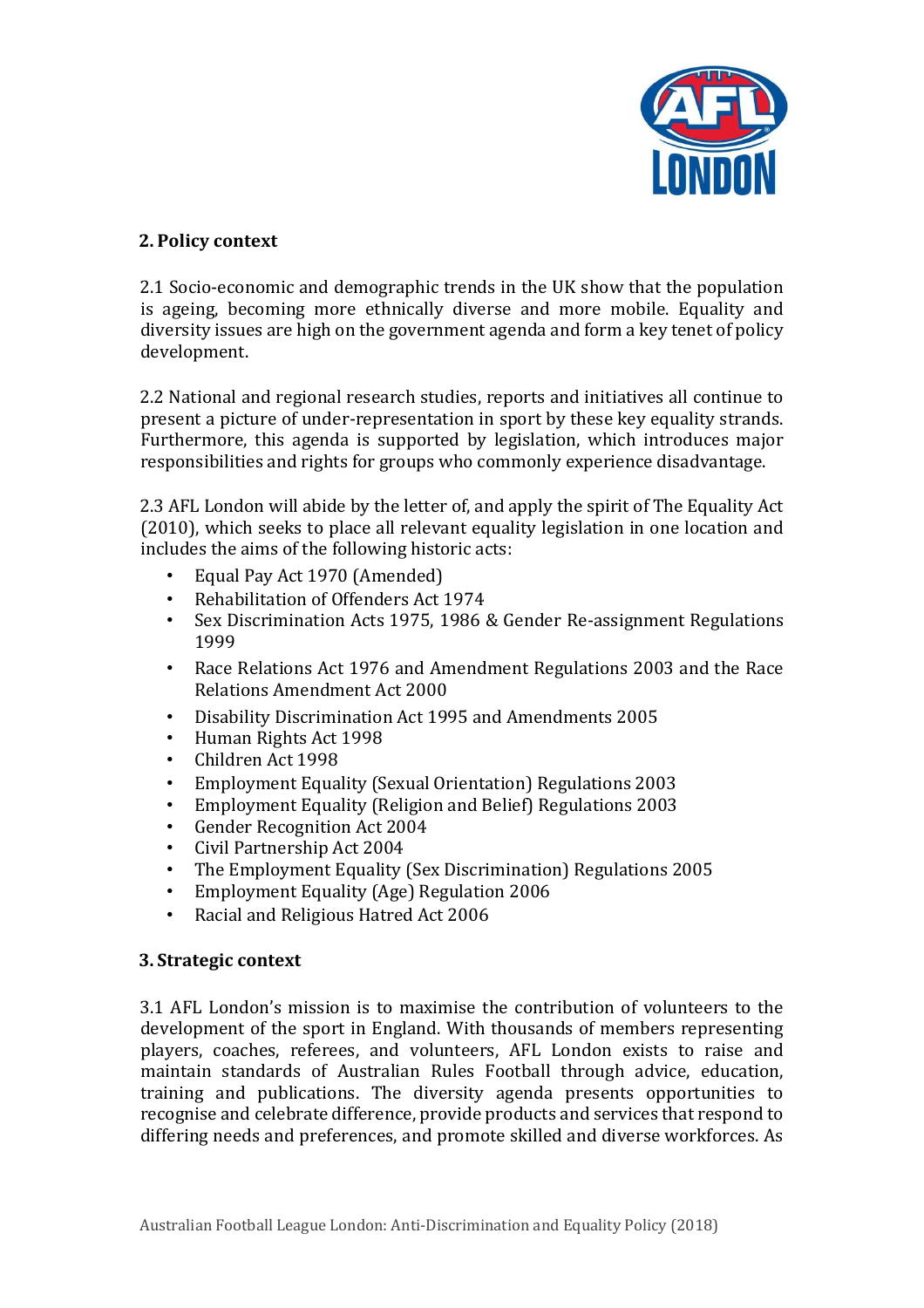## 2. Policy context

2.1 Socio-economic and demographic trends in the UK show that the population is ageing, becoming more ethnically diverse and more mobile. Equality and diversity issues are high on the government agenda and form a key tenet of policy development.

2.2 National and regional research studies, reports and initiatives all continue to present a picture of under-representation in sport by these key equality strands. Furthermore, this agenda is supported by legislation, which introduces major responsibilities and rights for groups who commonly experience disadvantage.

2.3 AFL London will abide by the letter of, and apply the spirit of The Equality Act (2010), which seeks to place all relevant equality legislation in one location and includes the aims of the following historic acts:

- Equal Pay Act 1970 (Amended)
- Rehabilitation of Offenders Act 1974
- Sex Discrimination Acts 1975, 1986 & Gender Re-assignment Regulations 1999
- Race Relations Act 1976 and Amendment Regulations 2003 and the Race Relations Amendment Act 2000
- Disability Discrimination Act 1995 and Amendments 2005
- Human Rights Act 1998
- Children Act 1998
- Employment Equality (Sexual Orientation) Regulations 2003
- Employment Equality (Religion and Belief) Regulations 2003
- Gender Recognition Act 2004
- Civil Partnership Act 2004
- The Employment Equality (Sex Discrimination) Regulations 2005
- Employment Equality (Age) Regulation 2006
- Racial and Religious Hatred Act 2006

## 3. Strategic context

3.1 AFL London's mission is to maximise the contribution of volunteers to the development of the sport in England. With thousands of members representing players, coaches, referees, and volunteers, AFL London exists to raise and maintain standards of Australian Rules Football through advice, education, training and publications. The diversity agenda presents opportunities to recognise and celebrate difference, provide products and services that respond to differing needs and preferences, and promote skilled and diverse workforces. As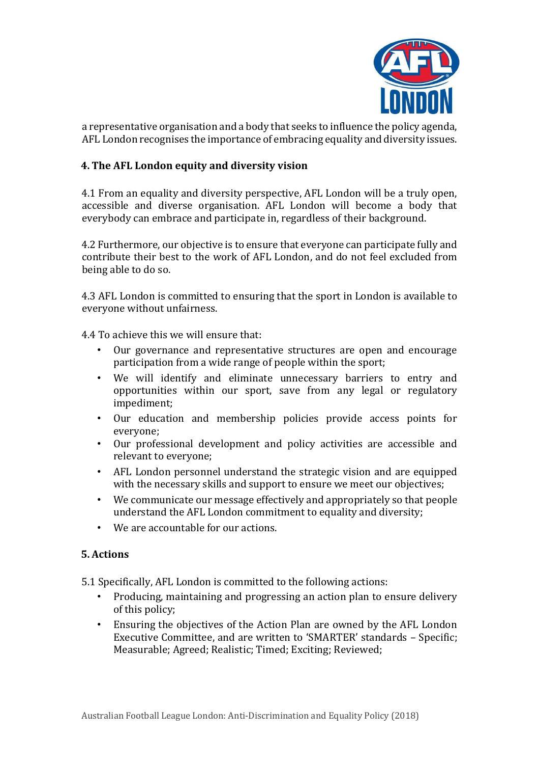a representative organisation and a body that seeks to influence the policy agenda, AFL London recognises the importance of embracing equality and diversity issues.

## 4. The AFL London equity and diversity vision

4.1 From an equality and diversity perspective, AFL London will be a truly open, accessible and diverse organisation. AFL London will become a body that everybody can embrace and participate in, regardless of their background.

4.2 Furthermore, our objective is to ensure that everyone can participate fully and contribute their best to the work of AFL London, and do not feel excluded from being able to do so.

4.3 AFL London is committed to ensuring that the sport in London is available to everyone without unfairness.

4.4 To achieve this we will ensure that:

- Our governance and representative structures are open and encourage participation from a wide range of people within the sport;
- We will identify and eliminate unnecessary barriers to entry and opportunities within our sport, save from any legal or regulatory impediment;
- Our education and membership policies provide access points for everyone;
- Our professional development and policy activities are accessible and relevant to everyone;
- AFL London personnel understand the strategic vision and are equipped with the necessary skills and support to ensure we meet our objectives;
- We communicate our message effectively and appropriately so that people understand the AFL London commitment to equality and diversity;
- We are accountable for our actions.

## 5. Actions

5.1 Specifically, AFL London is committed to the following actions:

- Producing, maintaining and progressing an action plan to ensure delivery of this policy;
- Ensuring the objectives of the Action Plan are owned by the AFL London Executive Committee, and are written to 'SMARTER' standards – Specific; Measurable; Agreed; Realistic; Timed; Exciting; Reviewed;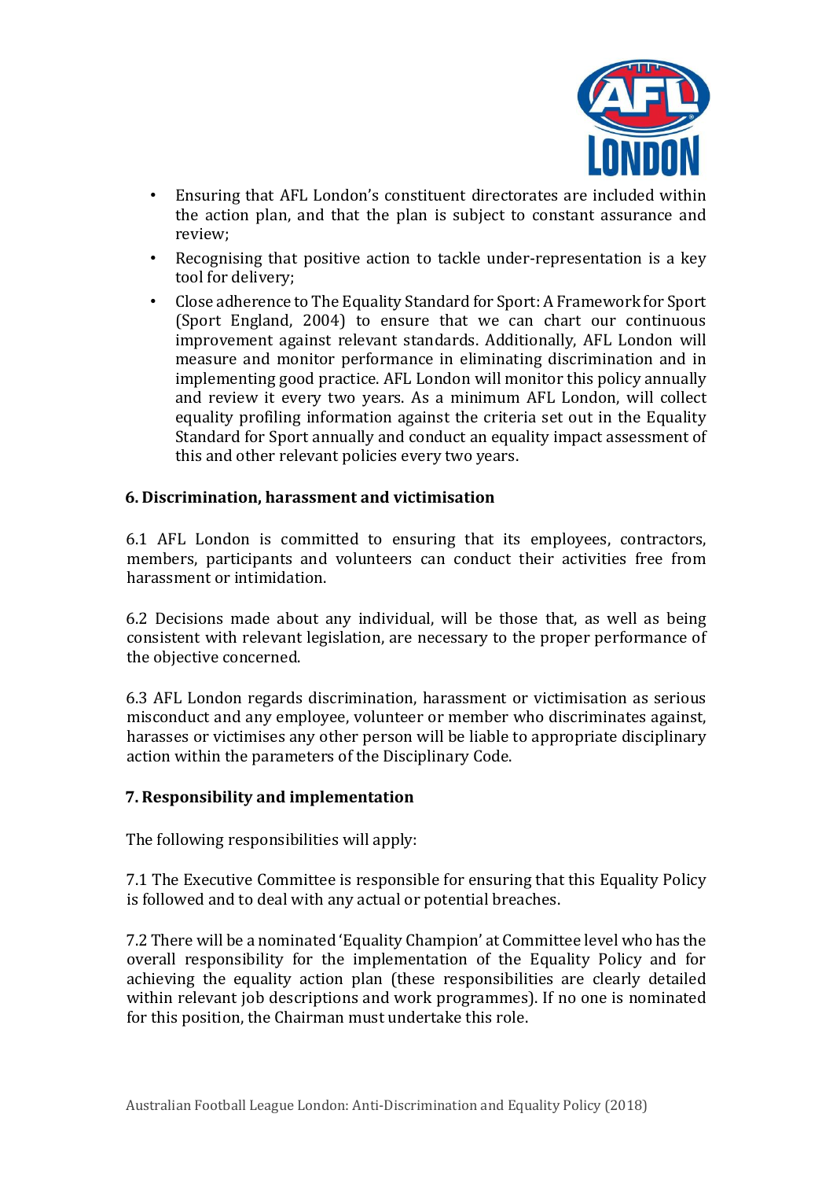- Ensuring that AFL London's constituent directorates are included within the action plan, and that the plan is subject to constant assurance and review;
- Recognising that positive action to tackle under-representation is a key tool for delivery;
- Close adherence to The Equality Standard for Sport: A Framework for Sport (Sport England, 2004) to ensure that we can chart our continuous improvement against relevant standards. Additionally, AFL London will measure and monitor performance in eliminating discrimination and in implementing good practice. AFL London will monitor this policy annually and review it every two years. As a minimum AFL London, will collect equality profiling information against the criteria set out in the Equality Standard for Sport annually and conduct an equality impact assessment of this and other relevant policies every two years.

## 6. Discrimination, harassment and victimisation

6.1 AFL London is committed to ensuring that its employees, contractors, members, participants and volunteers can conduct their activities free from harassment or intimidation.

6.2 Decisions made about any individual, will be those that, as well as being consistent with relevant legislation, are necessary to the proper performance of the objective concerned.

6.3 AFL London regards discrimination, harassment or victimisation as serious misconduct and any employee, volunteer or member who discriminates against, harasses or victimises any other person will be liable to appropriate disciplinary action within the parameters of the Disciplinary Code.

## 7. Responsibility and implementation

The following responsibilities will apply:

7.1 The Executive Committee is responsible for ensuring that this Equality Policy is followed and to deal with any actual or potential breaches.

7.2 There will be a nominated 'Equality Champion' at Committee level who has the overall responsibility for the implementation of the Equality Policy and for achieving the equality action plan (these responsibilities are clearly detailed within relevant job descriptions and work programmes). If no one is nominated for this position, the Chairman must undertake this role.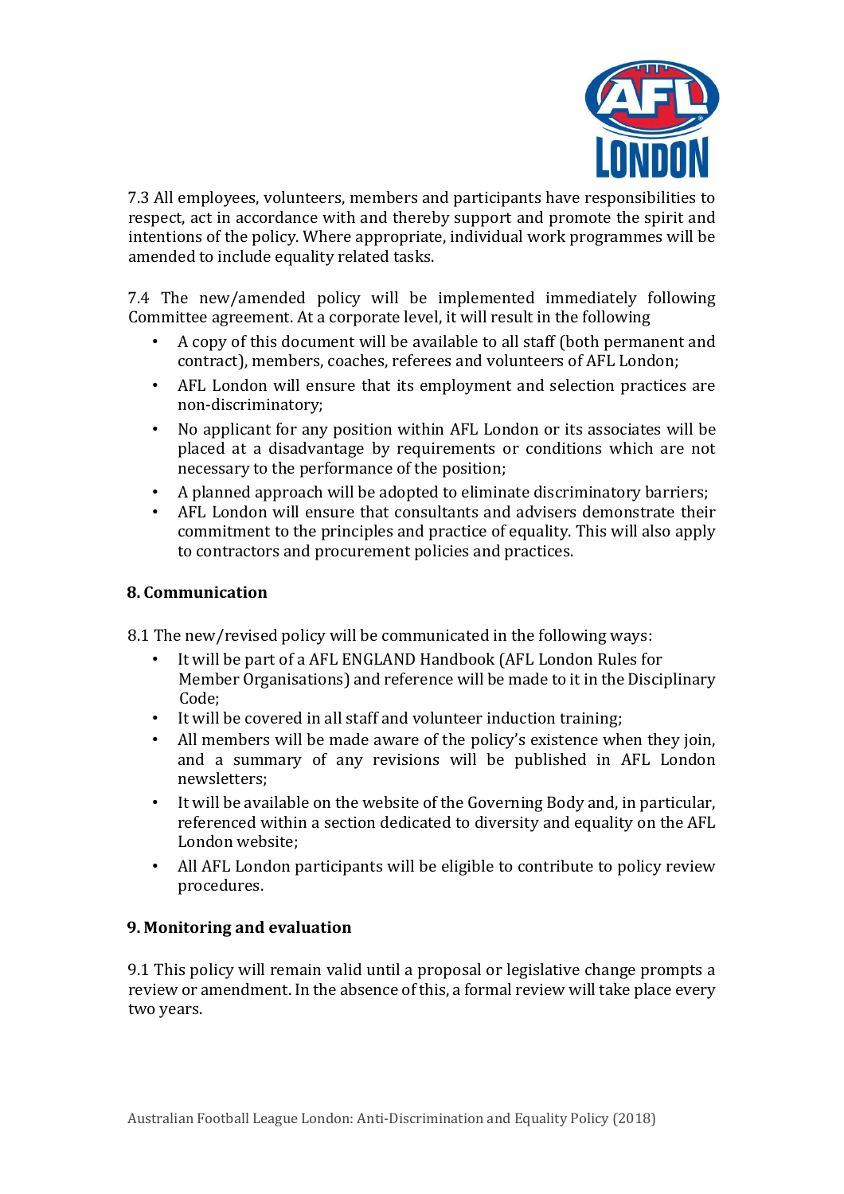7.3 All employees, volunteers, members and participants have responsibilities to respect, act in accordance with and thereby support and promote the spirit and intentions of the policy. Where appropriate, individual work programmes will be amended to include equality related tasks.

7.4 The new/amended policy will be implemented immediately following Committee agreement. At a corporate level, it will result in the following

- A copy of this document will be available to all staff (both permanent and contract), members, coaches, referees and volunteers of AFL London;
- AFL London will ensure that its employment and selection practices are non-discriminatory;
- No applicant for any position within AFL London or its associates will be placed at a disadvantage by requirements or conditions which are not necessary to the performance of the position;
- A planned approach will be adopted to eliminate discriminatory barriers;
- AFL London will ensure that consultants and advisers demonstrate their commitment to the principles and practice of equality. This will also apply to contractors and procurement policies and practices.

## 8. Communication

8.1 The new/revised policy will be communicated in the following ways:

- It will be part of a AFL ENGLAND Handbook (AFL London Rules for Member Organisations) and reference will be made to it in the Disciplinary Code;
- It will be covered in all staff and volunteer induction training;
- All members will be made aware of the policy's existence when they join, and a summary of any revisions will be published in AFL London newsletters;
- It will be available on the website of the Governing Body and, in particular, referenced within a section dedicated to diversity and equality on the AFL London website;
- All AFL London participants will be eligible to contribute to policy review procedures.

## 9. Monitoring and evaluation

9.1 This policy will remain valid until a proposal or legislative change prompts a review or amendment. In the absence of this, a formal review will take place every two years.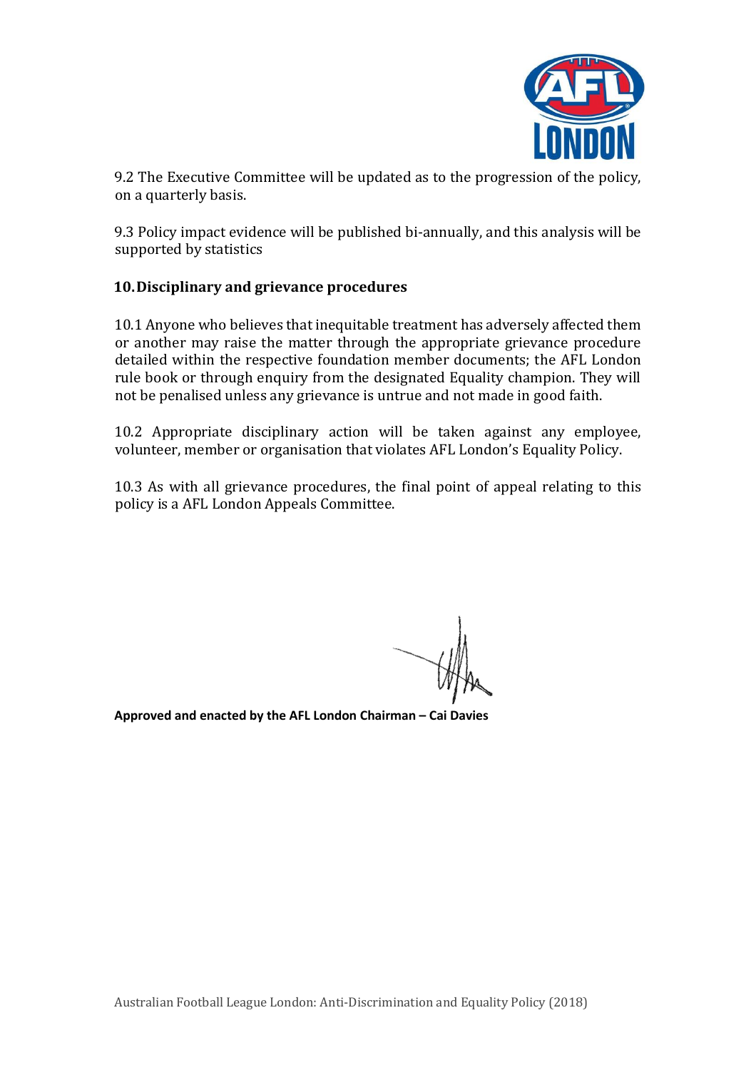9.2 The Executive Committee will be updated as to the progression of the policy, on a quarterly basis.

9.3 Policy impact evidence will be published bi-annually, and this analysis will be supported by statistics

## 10. Disciplinary and grievance procedures

10.1 Anyone who believes that inequitable treatment has adversely affected them or another may raise the matter through the appropriate grievance procedure detailed within the respective foundation member documents; the AFL London rule book or through enquiry from the designated Equality champion. They will not be penalised unless any grievance is untrue and not made in good faith.

10.2 Appropriate disciplinary action will be taken against any employee, volunteer, member or organisation that violates AFL London's Equality Policy.

10.3 As with all grievance procedures, the final point of appeal relating to this policy is a AFL London Appeals Committee.

**Approved and enacted by the AFL London Chairman – Cai Davies**